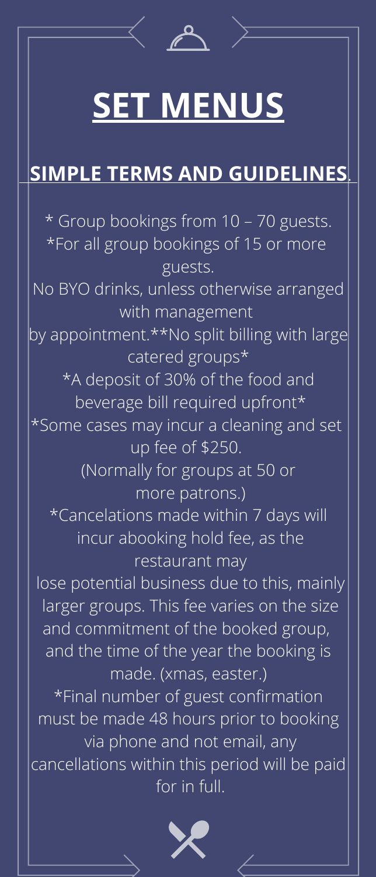# SET MENUS

## SIMPLE TERMS AND GUIDELINES.

* Group bookings from 10 – 70 guests.
*For all group bookings of 15 or more guests.
No BYO drinks, unless otherwise arranged with management
by appointment.**No split billing with large catered groups*
*A deposit of 30% of the food and beverage bill required upfront*
*Some cases may incur a cleaning and set up fee of $250.
(Normally for groups at 50 or more patrons.)
*Cancelations made within 7 days will incur abooking hold fee, as the restaurant may
lose potential business due to this, mainly larger groups. This fee varies on the size and commitment of the booked group, and the time of the year the booking is made. (xmas, easter.)
*Final number of guest confirmation must be made 48 hours prior to booking via phone and not email, any cancellations within this period will be paid for in full.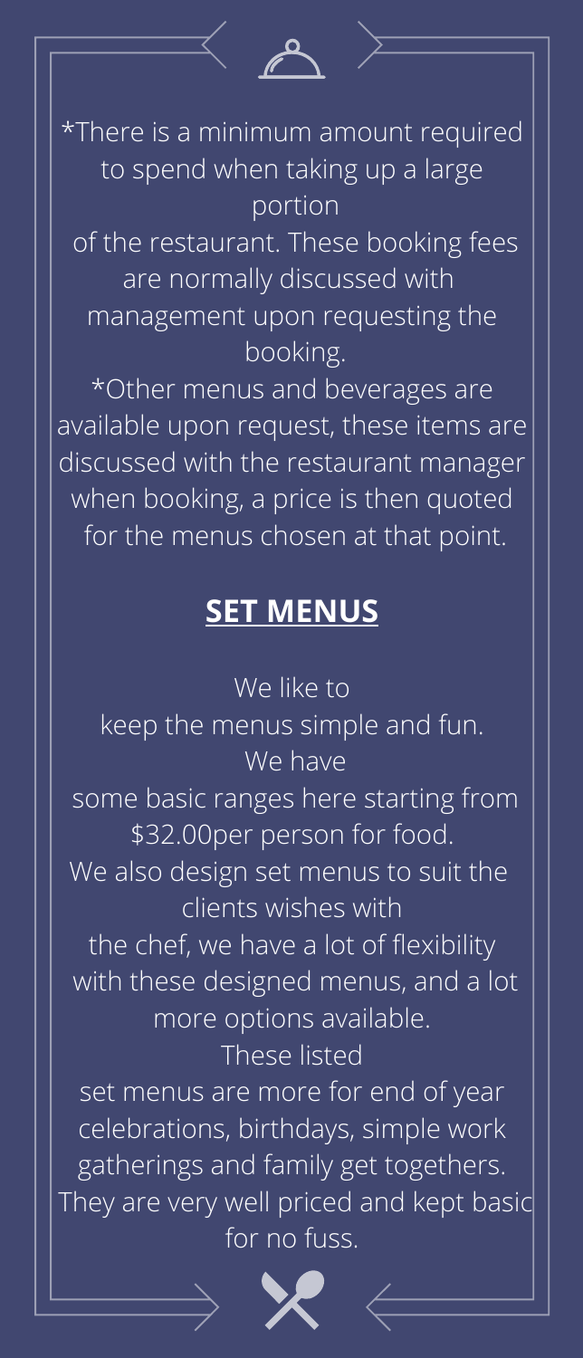*There is a minimum amount required to spend when taking up a large portion of the restaurant. These booking fees are normally discussed with management upon requesting the booking.

*Other menus and beverages are available upon request, these items are discussed with the restaurant manager when booking, a price is then quoted for the menus chosen at that point.

## **SET MENUS**

We like to keep the menus simple and fun. We have some basic ranges here starting from $32.00per person for food. We also design set menus to suit the clients wishes with the chef, we have a lot of flexibility with these designed menus, and a lot more options available. These listed set menus are more for end of year celebrations, birthdays, simple work gatherings and family get togethers. They are very well priced and kept basic for no fuss.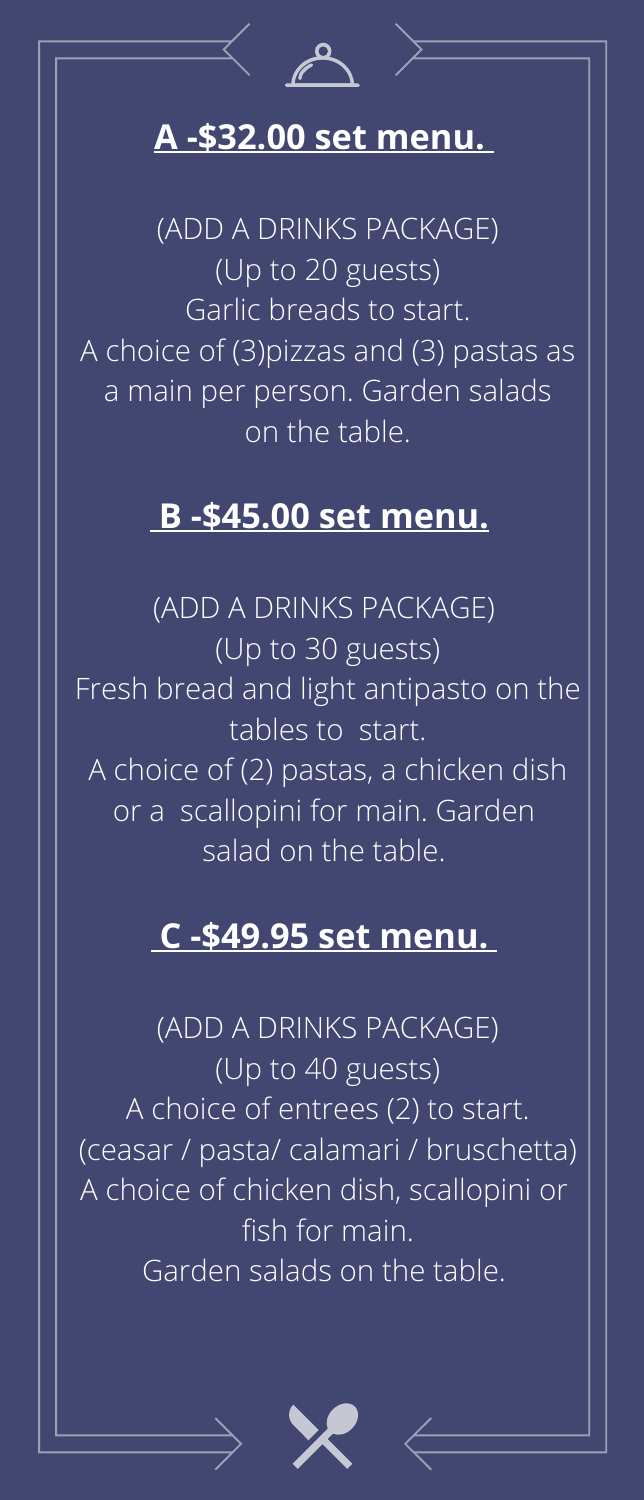## **A -$32.00 set menu.**

(ADD A DRINKS PACKAGE)
(Up to 20 guests)
Garlic breads to start.
A choice of (3)pizzas and (3) pastas as a main per person. Garden salads on the table.

## **B -$45.00 set menu.**

(ADD A DRINKS PACKAGE)
(Up to 30 guests)
Fresh bread and light antipasto on the tables to start.
A choice of (2) pastas, a chicken dish or a scallopini for main. Garden salad on the table.

## **C -$49.95 set menu.**

(ADD A DRINKS PACKAGE)
(Up to 40 guests)
A choice of entrees (2) to start.
(ceasar / pasta/ calamari / bruschetta)
A choice of chicken dish, scallopini or fish for main.
Garden salads on the table.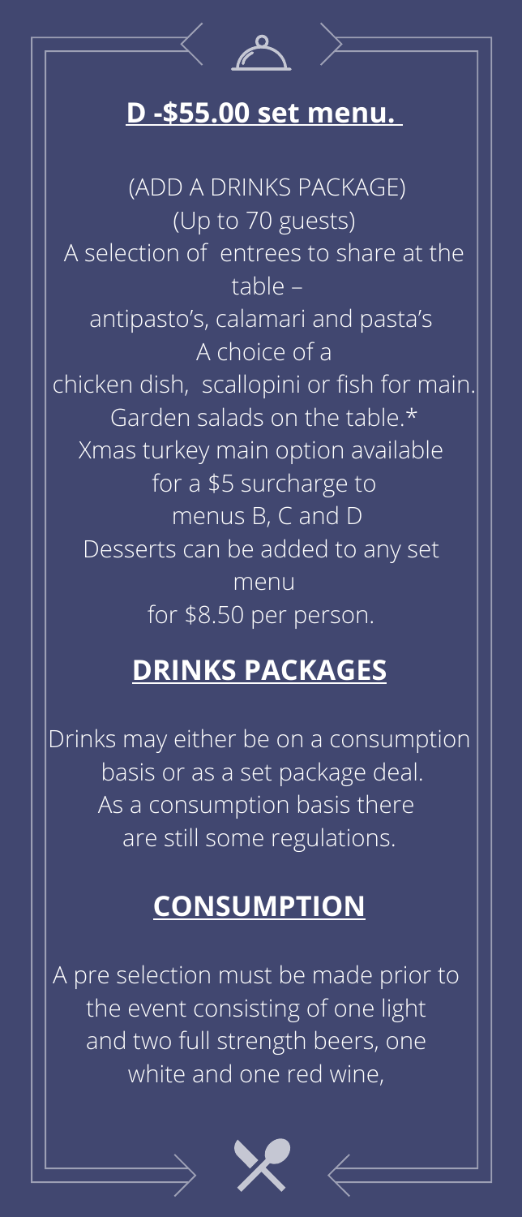## D -$55.00 set menu.

(ADD A DRINKS PACKAGE)
(Up to 70 guests)
A selection of entrees to share at the table –
antipasto's, calamari and pasta's
A choice of a
chicken dish, scallopini or fish for main.
Garden salads on the table.*
Xmas turkey main option available
for a $5 surcharge to
menus B, C and D
Desserts can be added to any set menu
for $8.50 per person.

## DRINKS PACKAGES

Drinks may either be on a consumption basis or as a set package deal.
As a consumption basis there are still some regulations.

## CONSUMPTION

A pre selection must be made prior to the event consisting of one light and two full strength beers, one white and one red wine,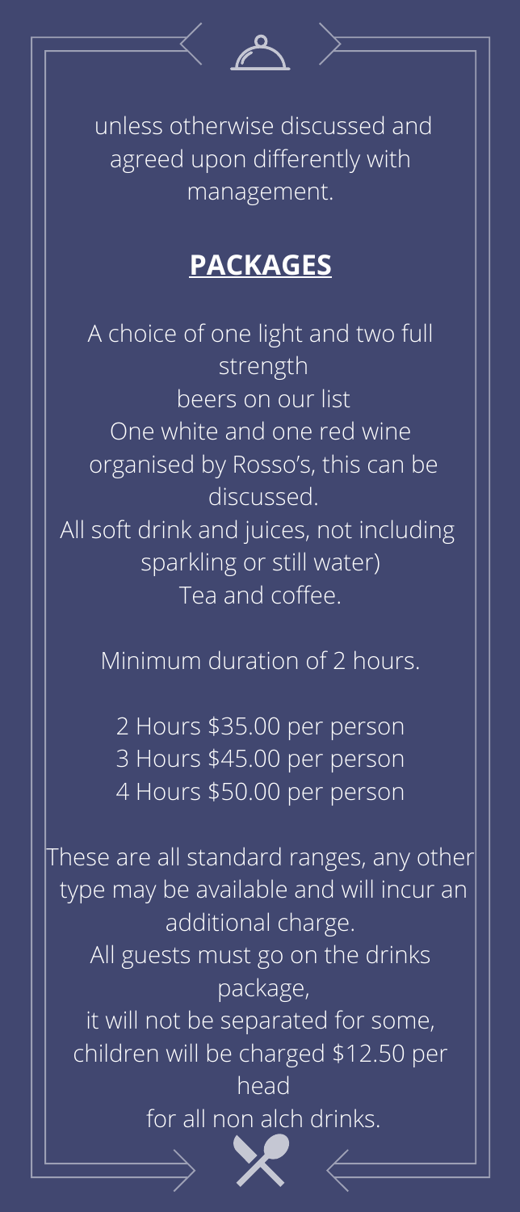unless otherwise discussed and agreed upon differently with management.

## **PACKAGES**

A choice of one light and two full strength
beers on our list
One white and one red wine organised by Rosso's, this can be discussed.
All soft drink and juices, not including sparkling or still water)
Tea and coffee.

Minimum duration of 2 hours.

2 Hours $35.00 per person
3 Hours $45.00 per person
4 Hours $50.00 per person

These are all standard ranges, any other type may be available and will incur an additional charge.
All guests must go on the drinks package,
it will not be separated for some, children will be charged $12.50 per head
for all non alch drinks.